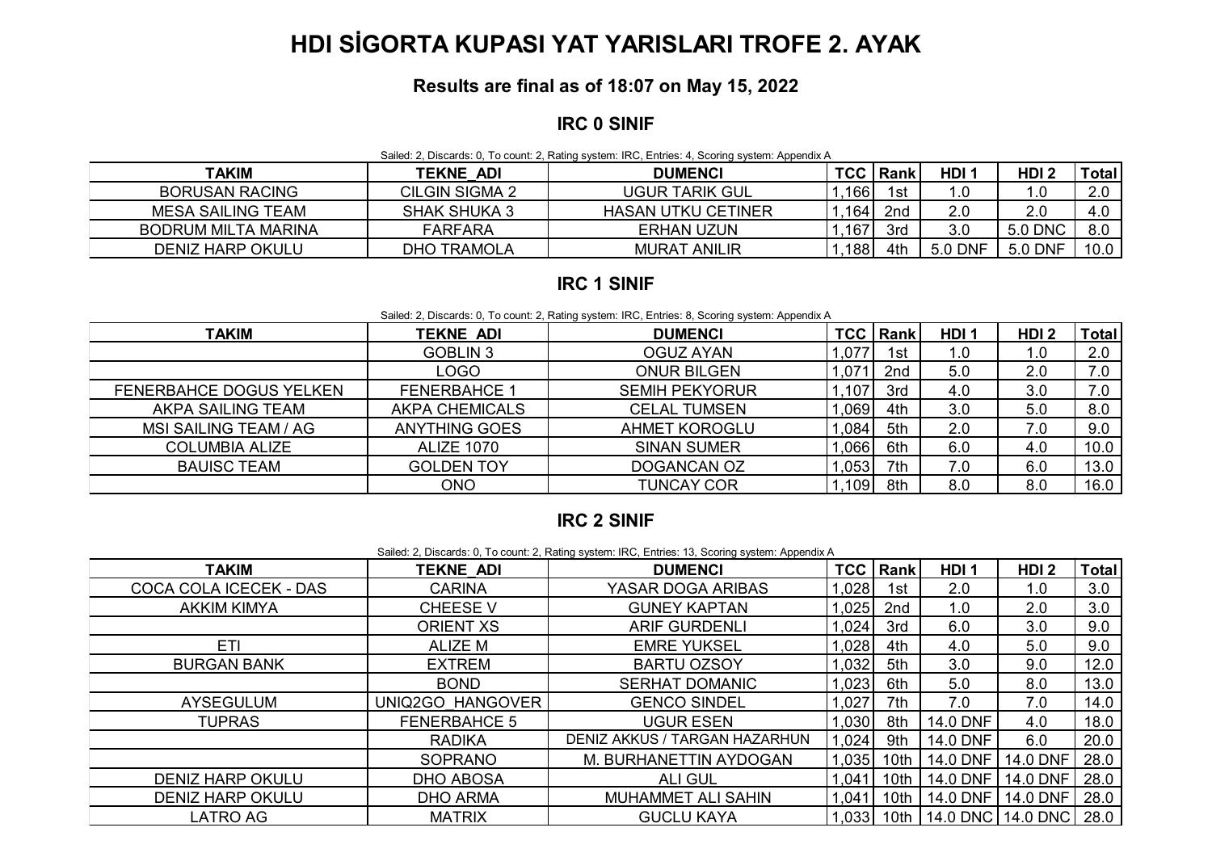# HDI SİGORTA KUPASI YAT YARISLARI TROFE 2. AYAK

**Results are final as of 18:07 on May 15, 2022**

## IRC 0 SINIF

Sailed: 2, Discards: 0, To count: 2, Rating system: IRC, Entries: 4, Scoring system: Appendix A

| TAKIM | TEKNE_ADI | DUMENCI | TCC | Rank | HDI 1 | HDI 2 | Total |
|---|---|---|---|---|---|---|---|
| BORUSAN RACING | CILGIN SIGMA 2 | UGUR TARIK GUL | 1,166 | 1st | 1.0 | 1.0 | 2.0 |
| MESA SAILING TEAM | SHAK SHUKA 3 | HASAN UTKU CETINER | 1,164 | 2nd | 2.0 | 2.0 | 4.0 |
| BODRUM MILTA MARINA | FARFARA | ERHAN UZUN | 1,167 | 3rd | 3.0 | 5.0 DNC | 8.0 |
| DENIZ HARP OKULU | DHO TRAMOLA | MURAT ANILIR | 1,188 | 4th | 5.0 DNF | 5.0 DNF | 10.0 |

## IRC 1 SINIF

Sailed: 2, Discards: 0, To count: 2, Rating system: IRC, Entries: 8, Scoring system: Appendix A

| TAKIM | TEKNE_ADI | DUMENCI | TCC | Rank | HDI 1 | HDI 2 | Total |
|---|---|---|---|---|---|---|---|
| | GOBLIN 3 | OGUZ AYAN | 1,077 | 1st | 1.0 | 1.0 | 2.0 |
| | LOGO | ONUR BILGEN | 1,071 | 2nd | 5.0 | 2.0 | 7.0 |
| FENERBAHCE DOGUS YELKEN | FENERBAHCE 1 | SEMIH PEKYORUR | 1,107 | 3rd | 4.0 | 3.0 | 7.0 |
| AKPA SAILING TEAM | AKPA CHEMICALS | CELAL TUMSEN | 1,069 | 4th | 3.0 | 5.0 | 8.0 |
| MSI SAILING TEAM / AG | ANYTHING GOES | AHMET KOROGLU | 1,084 | 5th | 2.0 | 7.0 | 9.0 |
| COLUMBIA ALIZE | ALIZE 1070 | SINAN SUMER | 1,066 | 6th | 6.0 | 4.0 | 10.0 |
| BAUISC TEAM | GOLDEN TOY | DOGANCAN OZ | 1,053 | 7th | 7.0 | 6.0 | 13.0 |
| | ONO | TUNCAY COR | 1,109 | 8th | 8.0 | 8.0 | 16.0 |

## IRC 2 SINIF

Sailed: 2, Discards: 0, To count: 2, Rating system: IRC, Entries: 13, Scoring system: Appendix A

| TAKIM | TEKNE_ADI | DUMENCI | TCC | Rank | HDI 1 | HDI 2 | Total |
|---|---|---|---|---|---|---|---|
| COCA COLA ICECEK - DAS | CARINA | YASAR DOGA ARIBAS | 1,028 | 1st | 2.0 | 1.0 | 3.0 |
| AKKIM KIMYA | CHEESE V | GUNEY KAPTAN | 1,025 | 2nd | 1.0 | 2.0 | 3.0 |
| | ORIENT XS | ARIF GURDENLI | 1,024 | 3rd | 6.0 | 3.0 | 9.0 |
| ETI | ALIZE M | EMRE YUKSEL | 1,028 | 4th | 4.0 | 5.0 | 9.0 |
| BURGAN BANK | EXTREM | BARTU OZSOY | 1,032 | 5th | 3.0 | 9.0 | 12.0 |
| | BOND | SERHAT DOMANIC | 1,023 | 6th | 5.0 | 8.0 | 13.0 |
| AYSEGULUM | UNIQ2GO_HANGOVER | GENCO SINDEL | 1,027 | 7th | 7.0 | 7.0 | 14.0 |
| TUPRAS | FENERBAHCE 5 | UGUR ESEN | 1,030 | 8th | 14.0 DNF | 4.0 | 18.0 |
| | RADIKA | DENIZ AKKUS / TARGAN HAZARHUN | 1,024 | 9th | 14.0 DNF | 6.0 | 20.0 |
| | SOPRANO | M. BURHANETTIN AYDOGAN | 1,035 | 10th | 14.0 DNF | 14.0 DNF | 28.0 |
| DENIZ HARP OKULU | DHO ABOSA | ALI GUL | 1,041 | 10th | 14.0 DNF | 14.0 DNF | 28.0 |
| DENIZ HARP OKULU | DHO ARMA | MUHAMMET ALI SAHIN | 1,041 | 10th | 14.0 DNF | 14.0 DNF | 28.0 |
| LATRO AG | MATRIX | GUCLU KAYA | 1,033 | 10th | 14.0 DNC | 14.0 DNC | 28.0 |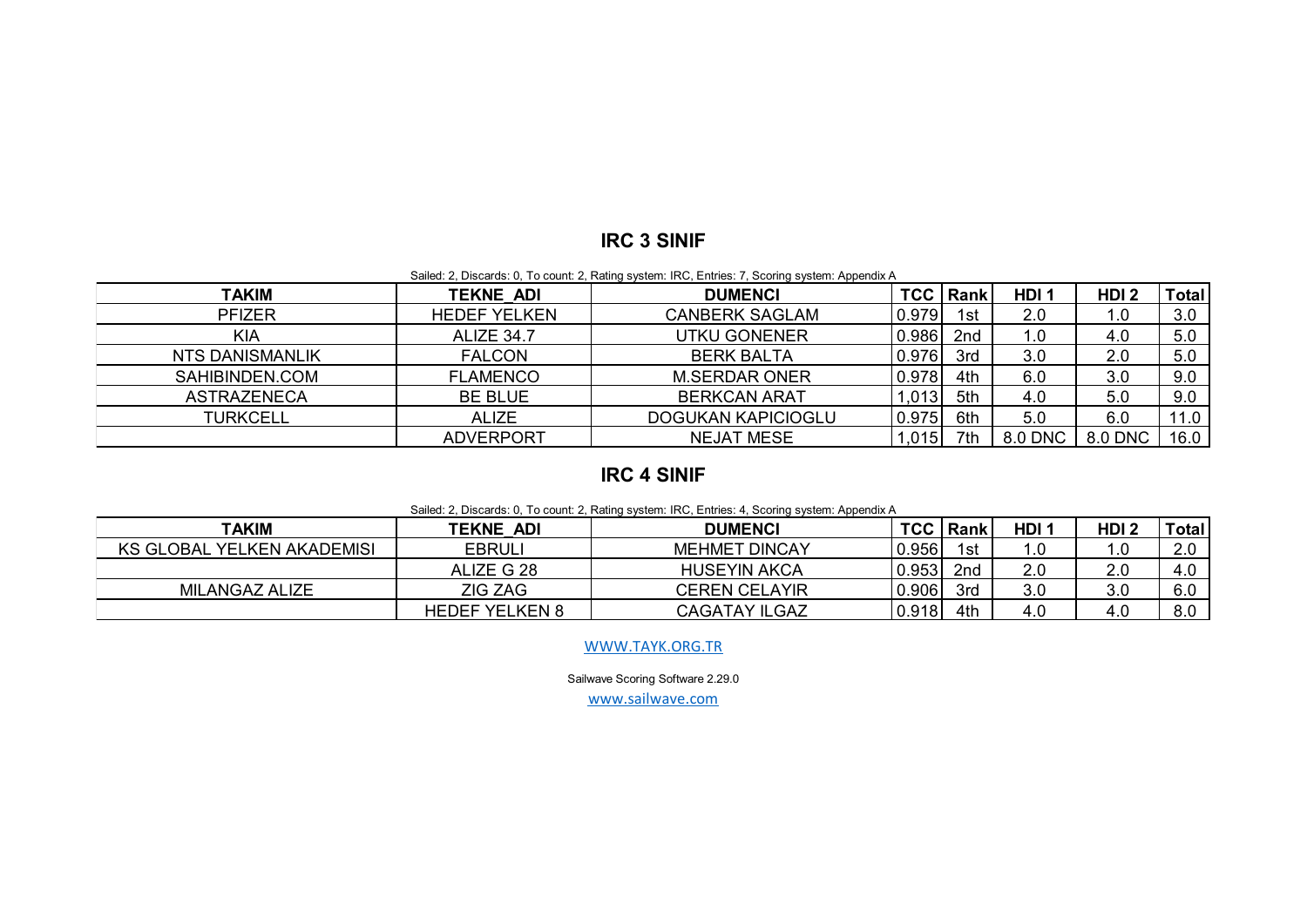## IRC 3 SINIF

Sailed: 2, Discards: 0, To count: 2, Rating system: IRC, Entries: 7, Scoring system: Appendix A

| TAKIM | TEKNE_ADI | DUMENCI | TCC | Rank | HDI 1 | HDI 2 | Total |
|---|---|---|---|---|---|---|---|
| PFIZER | HEDEF YELKEN | CANBERK SAGLAM | 0.979 | 1st | 2.0 | 1.0 | 3.0 |
| KIA | ALIZE 34.7 | UTKU GONENER | 0.986 | 2nd | 1.0 | 4.0 | 5.0 |
| NTS DANISMANLIK | FALCON | BERK BALTA | 0.976 | 3rd | 3.0 | 2.0 | 5.0 |
| SAHIBINDEN.COM | FLAMENCO | M.SERDAR ONER | 0.978 | 4th | 6.0 | 3.0 | 9.0 |
| ASTRAZENECA | BE BLUE | BERKCAN ARAT | 1,013 | 5th | 4.0 | 5.0 | 9.0 |
| TURKCELL | ALIZE | DOGUKAN KAPICIOGLU | 0.975 | 6th | 5.0 | 6.0 | 11.0 |
| | ADVERPORT | NEJAT MESE | 1,015 | 7th | 8.0 DNC | 8.0 DNC | 16.0 |

## IRC 4 SINIF

Sailed: 2, Discards: 0, To count: 2, Rating system: IRC, Entries: 4, Scoring system: Appendix A

| TAKIM | TEKNE_ADI | DUMENCI | TCC | Rank | HDI 1 | HDI 2 | Total |
|---|---|---|---|---|---|---|---|
| KS GLOBAL YELKEN AKADEMISI | EBRULI | MEHMET DINCAY | 0.956 | 1st | 1.0 | 1.0 | 2.0 |
| | ALIZE G 28 | HUSEYIN AKCA | 0.953 | 2nd | 2.0 | 2.0 | 4.0 |
| MILANGAZ ALIZE | ZIG ZAG | CEREN CELAYIR | 0.906 | 3rd | 3.0 | 3.0 | 6.0 |
| | HEDEF YELKEN 8 | CAGATAY ILGAZ | 0.918 | 4th | 4.0 | 4.0 | 8.0 |

WWW.TAYK.ORG.TR

Sailwave Scoring Software 2.29.0

www.sailwave.com